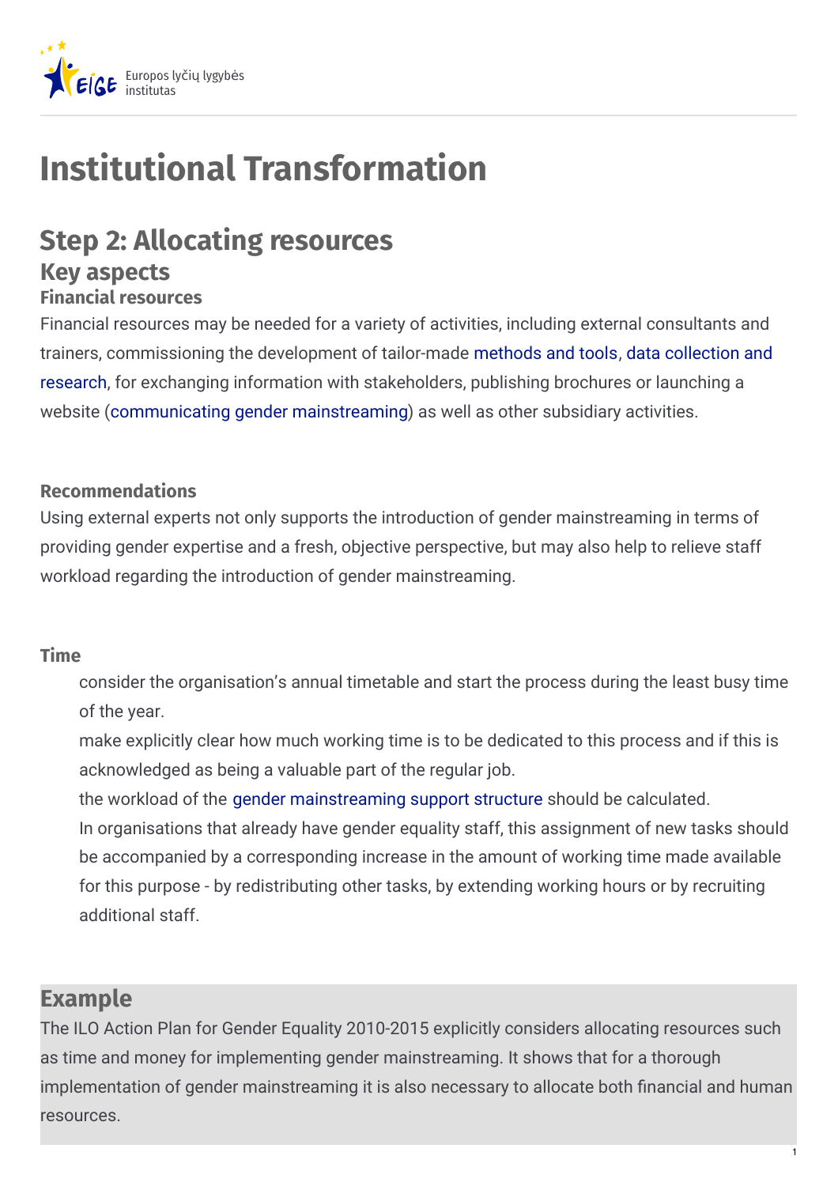Europos lyčių lygybės institutas

# Institutional Transformation

## Step 2: Allocating resources

### Key aspects

#### Financial resources

Financial resources may be needed for a variety of activities, including external consultants and trainers, commissioning the development of tailor-made methods and tools, data collection and research, for exchanging information with stakeholders, publishing brochures or launching a website (communicating gender mainstreaming) as well as other subsidiary activities.

#### Recommendations

Using external experts not only supports the introduction of gender mainstreaming in terms of providing gender expertise and a fresh, objective perspective, but may also help to relieve staff workload regarding the introduction of gender mainstreaming.

#### Time

- consider the organisation's annual timetable and start the process during the least busy time of the year.
- make explicitly clear how much working time is to be dedicated to this process and if this is acknowledged as being a valuable part of the regular job.
- the workload of the gender mainstreaming support structure should be calculated.
- In organisations that already have gender equality staff, this assignment of new tasks should be accompanied by a corresponding increase in the amount of working time made available for this purpose - by redistributing other tasks, by extending working hours or by recruiting additional staff.

## Example

The ILO Action Plan for Gender Equality 2010-2015 explicitly considers allocating resources such as time and money for implementing gender mainstreaming. It shows that for a thorough implementation of gender mainstreaming it is also necessary to allocate both financial and human resources.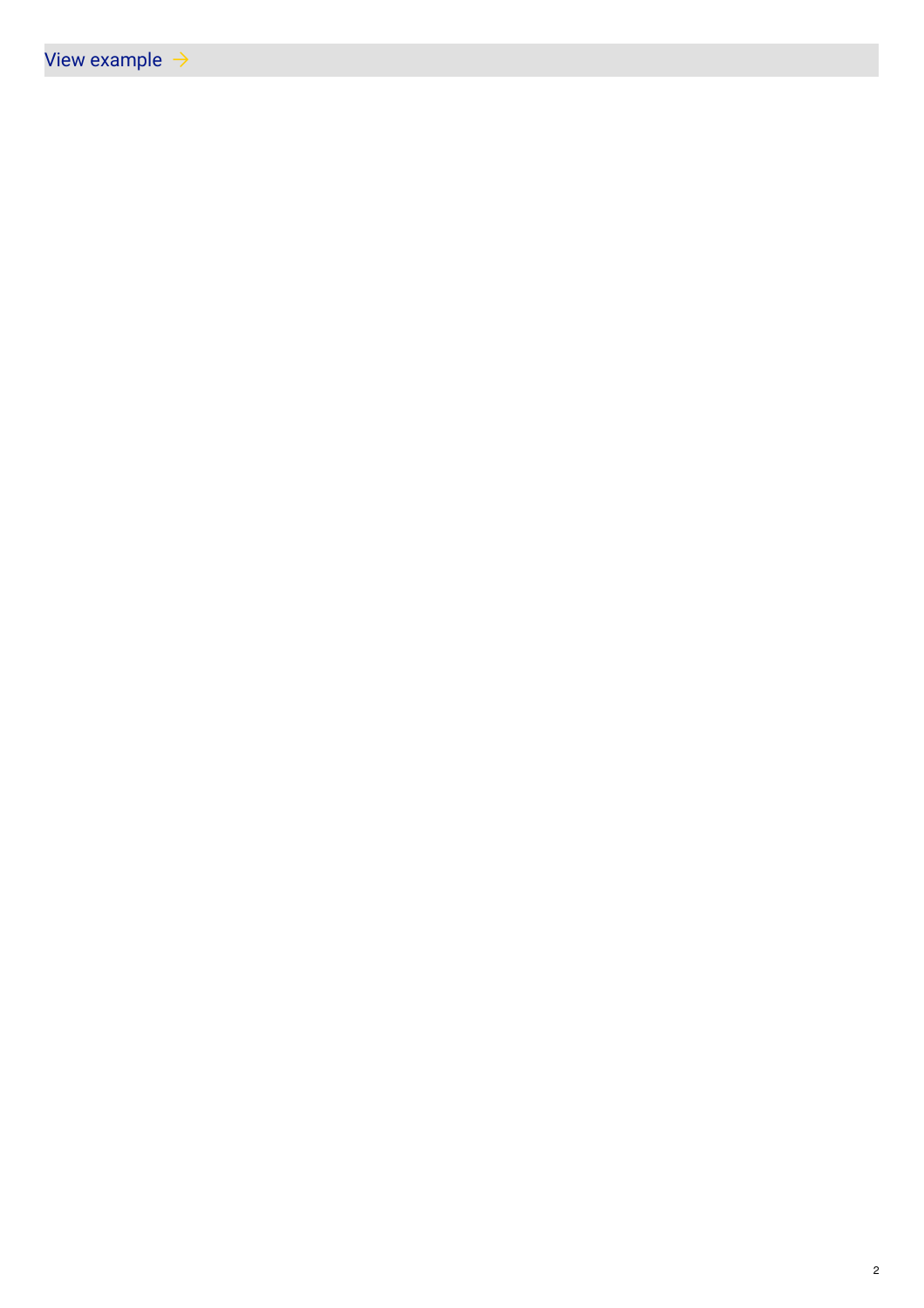View example →